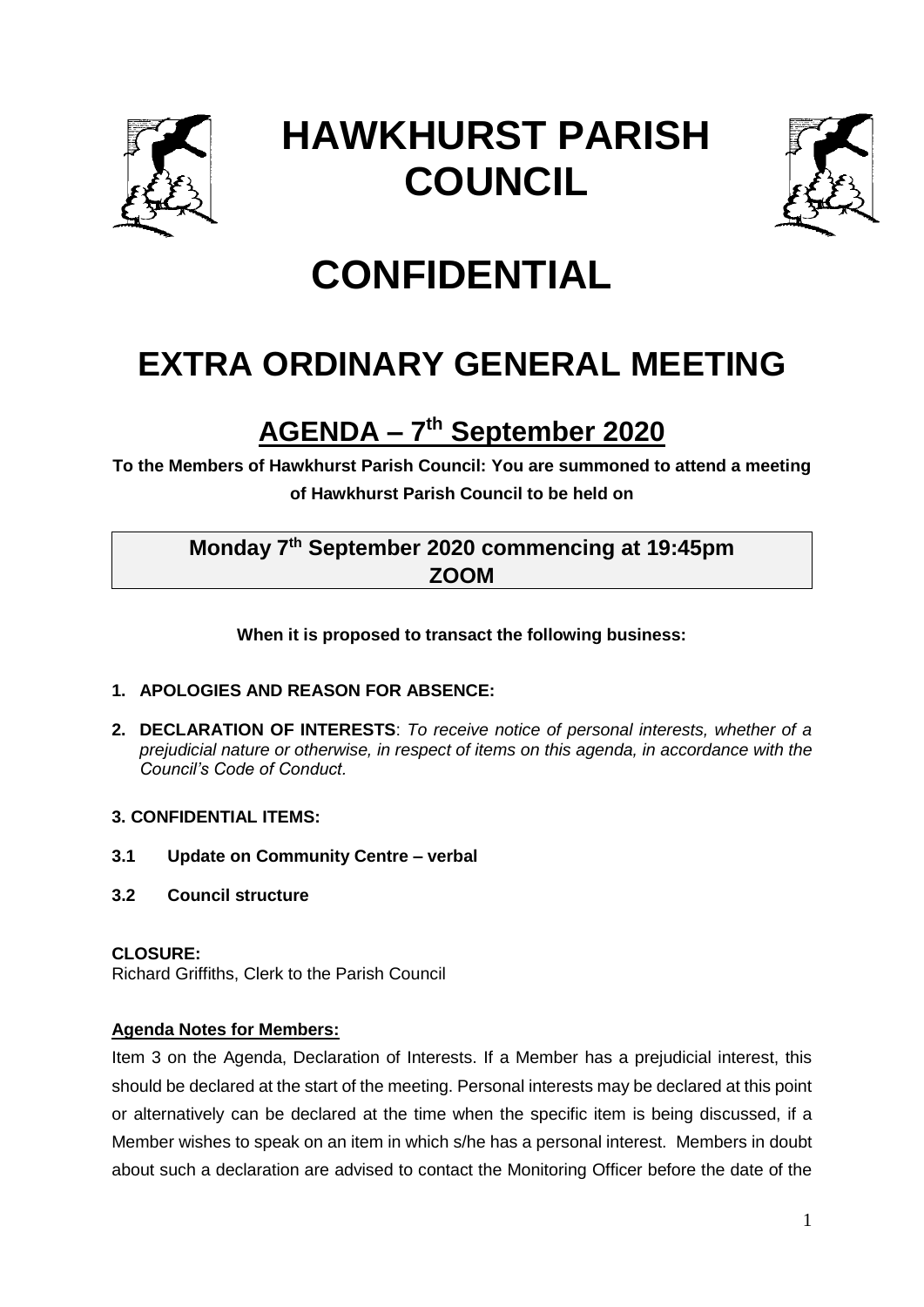# HAWKHURST PARISH COUNCIL

# CONFIDENTIAL

# EXTRA ORDINARY GENERAL MEETING

## AGENDA – 7th September 2020

**To the Members of Hawkhurst Parish Council: You are summoned to attend a meeting of Hawkhurst Parish Council to be held on**

**Monday 7th September 2020 commencing at 19:45pm**
**ZOOM**

**When it is proposed to transact the following business:**

1. **APOLOGIES AND REASON FOR ABSENCE:**
2. **DECLARATION OF INTERESTS**: *To receive notice of personal interests, whether of a prejudicial nature or otherwise, in respect of items on this agenda, in accordance with the Council's Code of Conduct.*

**3. CONFIDENTIAL ITEMS:**

**3.1 Update on Community Centre – verbal**

**3.2 Council structure**

**CLOSURE:**
Richard Griffiths, Clerk to the Parish Council

**Agenda Notes for Members:**

Item 3 on the Agenda, Declaration of Interests. If a Member has a prejudicial interest, this should be declared at the start of the meeting. Personal interests may be declared at this point or alternatively can be declared at the time when the specific item is being discussed, if a Member wishes to speak on an item in which s/he has a personal interest. Members in doubt about such a declaration are advised to contact the Monitoring Officer before the date of the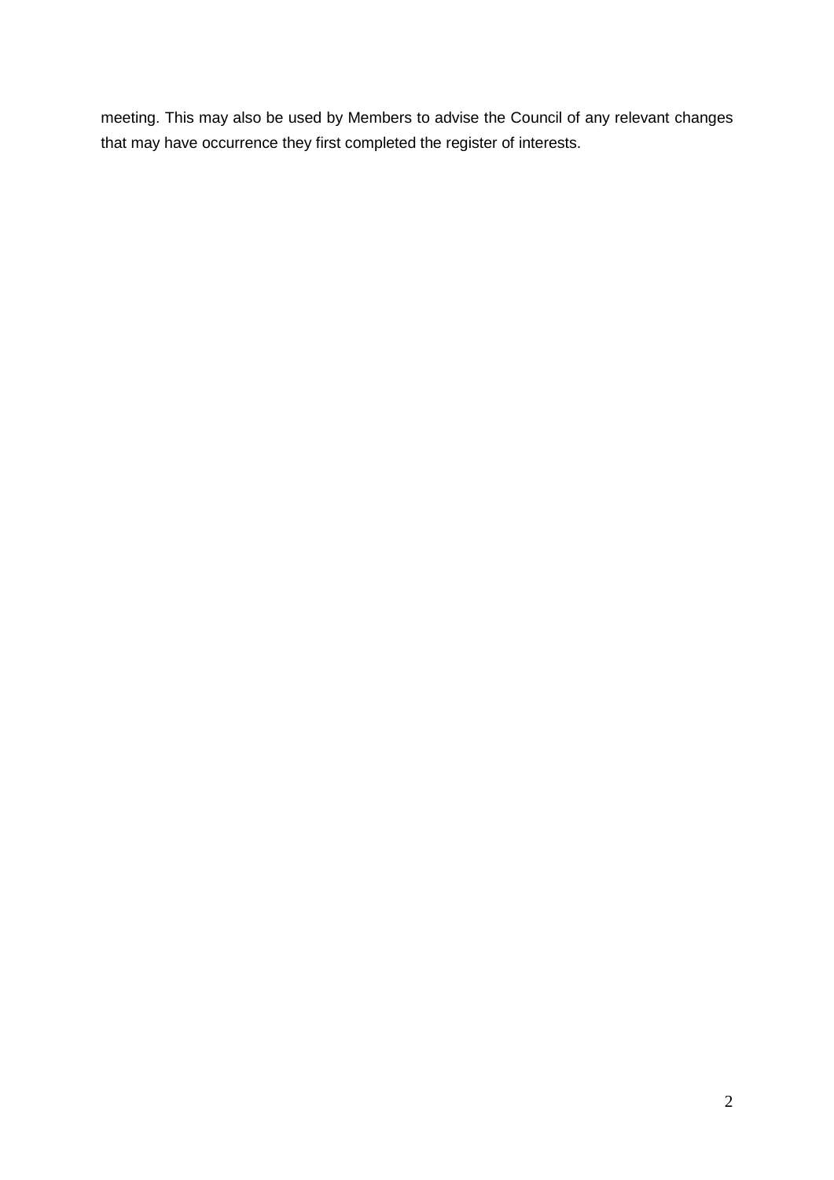meeting. This may also be used by Members to advise the Council of any relevant changes that may have occurrence they first completed the register of interests.